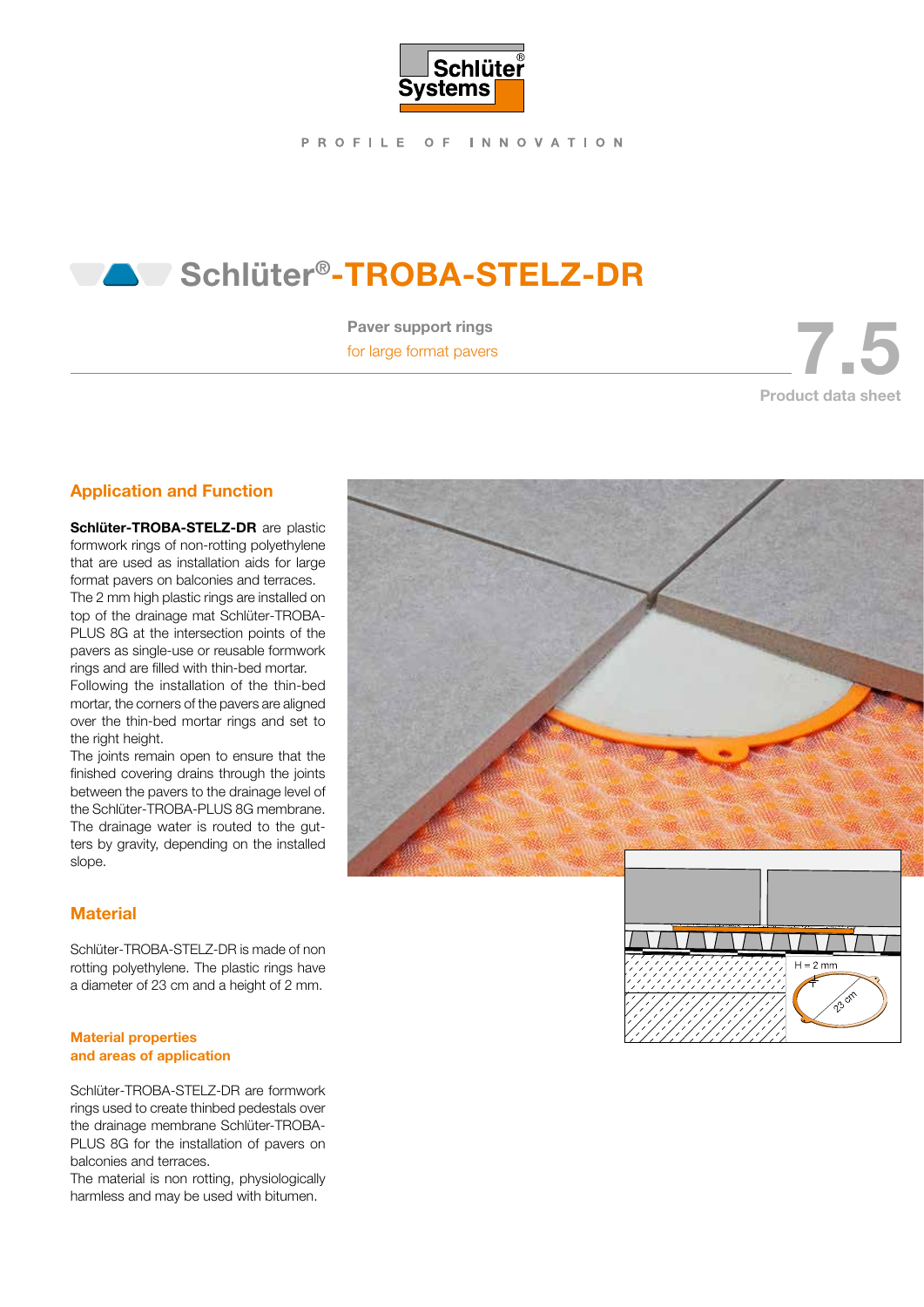# Schlüter®-TROBA-STELZ-DR

**Paver support rings**
for large format pavers

7.5
Product data sheet

## Application and Function

**Schlüter-TROBA-STELZ-DR** are plastic formwork rings of non-rotting polyethylene that are used as installation aids for large format pavers on balconies and terraces. The 2 mm high plastic rings are installed on top of the drainage mat Schlüter-TROBA-PLUS 8G at the intersection points of the pavers as single-use or reusable formwork rings and are filled with thin-bed mortar. Following the installation of the thin-bed mortar, the corners of the pavers are aligned over the thin-bed mortar rings and set to the right height.
The joints remain open to ensure that the finished covering drains through the joints between the pavers to the drainage level of the Schlüter-TROBA-PLUS 8G membrane. The drainage water is routed to the gutters by gravity, depending on the installed slope.

## Material

Schlüter-TROBA-STELZ-DR is made of non rotting polyethylene. The plastic rings have a diameter of 23 cm and a height of 2 mm.

### Material properties and areas of application

Schlüter-TROBA-STELZ-DR are formwork rings used to create thinbed pedestals over the drainage membrane Schlüter-TROBA-PLUS 8G for the installation of pavers on balconies and terraces.
The material is non rotting, physiologically harmless and may be used with bitumen.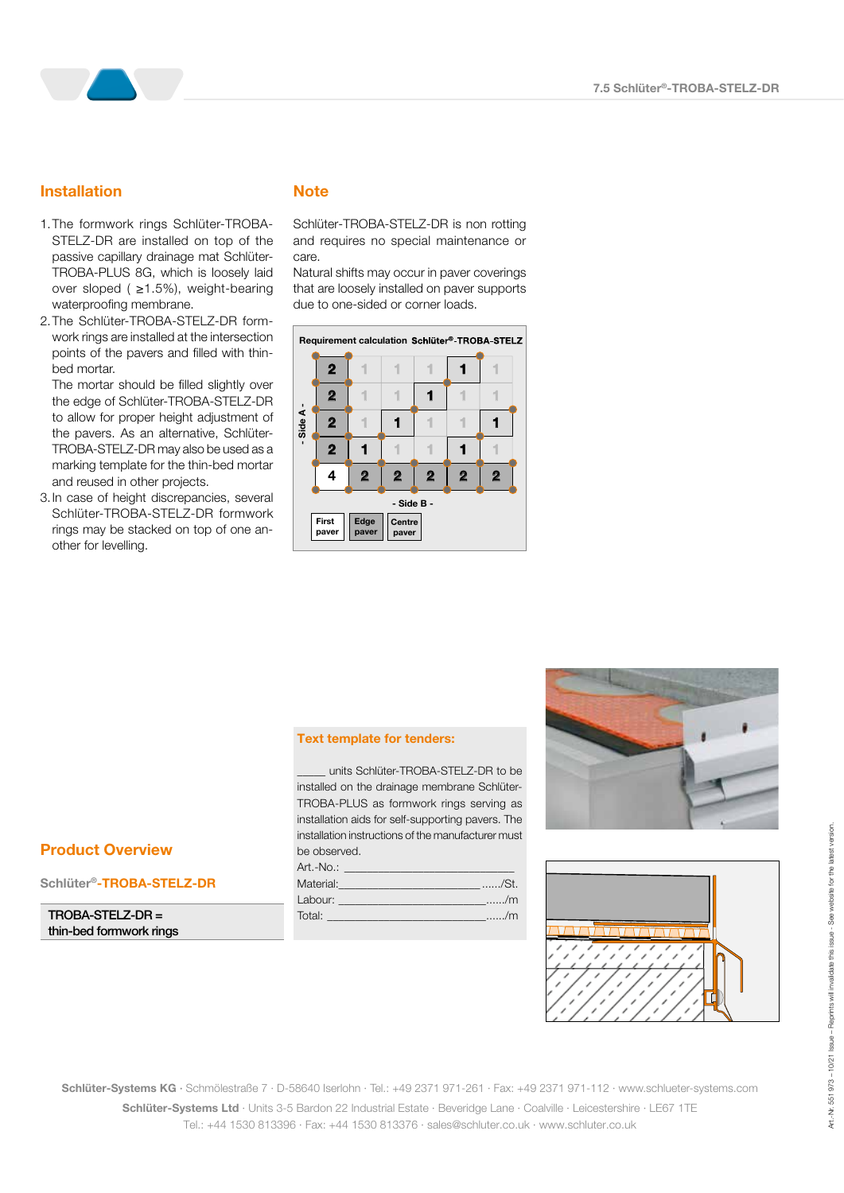## Installation

1. The formwork rings Schlüter-TROBA-STELZ-DR are installed on top of the passive capillary drainage mat Schlüter-TROBA-PLUS 8G, which is loosely laid over sloped ( ≥1.5%), weight-bearing waterproofing membrane.
2. The Schlüter-TROBA-STELZ-DR formwork rings are installed at the intersection points of the pavers and filled with thin-bed mortar.
   The mortar should be filled slightly over the edge of Schlüter-TROBA-STELZ-DR to allow for proper height adjustment of the pavers. As an alternative, Schlüter-TROBA-STELZ-DR may also be used as a marking template for the thin-bed mortar and reused in other projects.
3. In case of height discrepancies, several Schlüter-TROBA-STELZ-DR formwork rings may be stacked on top of one another for levelling.

## Note

Schlüter-TROBA-STELZ-DR is non rotting and requires no special maintenance or care.
Natural shifts may occur in paver coverings that are loosely installed on paver supports due to one-sided or corner loads.

**Requirement calculation Schlüter®-TROBA-STELZ**

| | | | | | |
|---|---|---|---|---|---|
| 2 | 1 | 1 | 1 | 1 | 1 |
| 2 | 1 | 1 | 1 | 1 | 1 |
| 2 | 1 | 1 | 1 | 1 | 1 |
| 2 | 1 | 1 | 1 | 1 | 1 |
| 4 | 2 | 2 | 2 | 2 | 2 |

- Side A -
- Side B -

First paver | Edge paver | Centre paver

## Product Overview

**Schlüter®-TROBA-STELZ-DR**

TROBA-STELZ-DR = thin-bed formwork rings

### Text template for tenders:

_____ units Schlüter-TROBA-STELZ-DR to be installed on the drainage membrane Schlüter-TROBA-PLUS as formwork rings serving as installation aids for self-supporting pavers. The installation instructions of the manufacturer must be observed.

Art.-No.: ___________________________
Material:______________________ ....../St.
Labour: _______________________ ....../m
Total: _________________________ ....../m

**Schlüter-Systems KG** · Schmölestraße 7 · D-58640 Iserlohn · Tel.: +49 2371 971-261 · Fax: +49 2371 971-112 · www.schlueter-systems.com

**Schlüter-Systems Ltd** · Units 3-5 Bardon 22 Industrial Estate · Beveridge Lane · Coalville · Leicestershire · LE67 1TE
Tel.: +44 1530 813396 · Fax: +44 1530 813376 · sales@schluter.co.uk · www.schluter.co.uk

Art.-Nr. 551 973 – 10/21 Issue – Reprints will invalidate this issue - See website for the latest version.